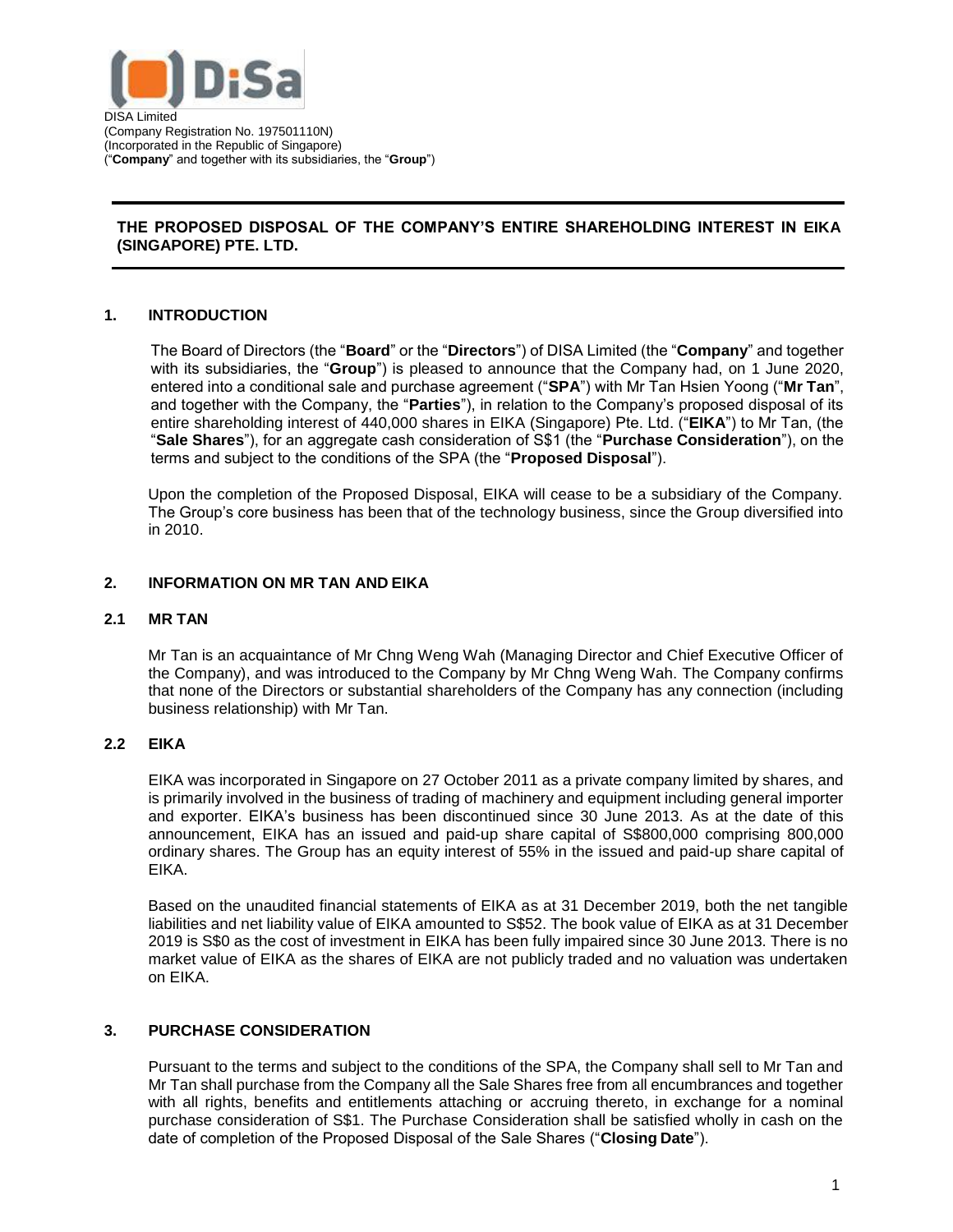DISA Limited
(Company Registration No. 197501110N)
(Incorporated in the Republic of Singapore)
("**Company**" and together with its subsidiaries, the "**Group**")

---

**THE PROPOSED DISPOSAL OF THE COMPANY'S ENTIRE SHAREHOLDING INTEREST IN EIKA (SINGAPORE) PTE. LTD.**

---

## 1. INTRODUCTION

The Board of Directors (the "**Board**" or the "**Directors**") of DISA Limited (the "**Company**" and together with its subsidiaries, the "**Group**") is pleased to announce that the Company had, on 1 June 2020, entered into a conditional sale and purchase agreement ("**SPA**") with Mr Tan Hsien Yoong ("**Mr Tan**", and together with the Company, the "**Parties**"), in relation to the Company's proposed disposal of its entire shareholding interest of 440,000 shares in EIKA (Singapore) Pte. Ltd. ("**EIKA**") to Mr Tan, (the "**Sale Shares**"), for an aggregate cash consideration of S$1 (the "**Purchase Consideration**"), on the terms and subject to the conditions of the SPA (the "**Proposed Disposal**").

Upon the completion of the Proposed Disposal, EIKA will cease to be a subsidiary of the Company. The Group's core business has been that of the technology business, since the Group diversified into in 2010.

## 2. INFORMATION ON MR TAN AND EIKA

### 2.1 MR TAN

Mr Tan is an acquaintance of Mr Chng Weng Wah (Managing Director and Chief Executive Officer of the Company), and was introduced to the Company by Mr Chng Weng Wah. The Company confirms that none of the Directors or substantial shareholders of the Company has any connection (including business relationship) with Mr Tan.

### 2.2 EIKA

EIKA was incorporated in Singapore on 27 October 2011 as a private company limited by shares, and is primarily involved in the business of trading of machinery and equipment including general importer and exporter. EIKA's business has been discontinued since 30 June 2013. As at the date of this announcement, EIKA has an issued and paid-up share capital of S$800,000 comprising 800,000 ordinary shares. The Group has an equity interest of 55% in the issued and paid-up share capital of EIKA.

Based on the unaudited financial statements of EIKA as at 31 December 2019, both the net tangible liabilities and net liability value of EIKA amounted to S$52. The book value of EIKA as at 31 December 2019 is S$0 as the cost of investment in EIKA has been fully impaired since 30 June 2013. There is no market value of EIKA as the shares of EIKA are not publicly traded and no valuation was undertaken on EIKA.

## 3. PURCHASE CONSIDERATION

Pursuant to the terms and subject to the conditions of the SPA, the Company shall sell to Mr Tan and Mr Tan shall purchase from the Company all the Sale Shares free from all encumbrances and together with all rights, benefits and entitlements attaching or accruing thereto, in exchange for a nominal purchase consideration of S$1. The Purchase Consideration shall be satisfied wholly in cash on the date of completion of the Proposed Disposal of the Sale Shares ("**Closing Date**").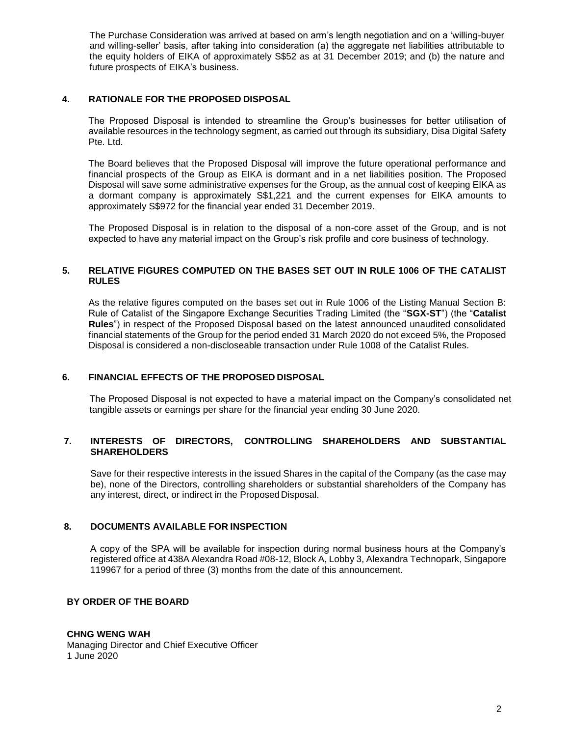The Purchase Consideration was arrived at based on arm's length negotiation and on a 'willing-buyer and willing-seller' basis, after taking into consideration (a) the aggregate net liabilities attributable to the equity holders of EIKA of approximately S$52 as at 31 December 2019; and (b) the nature and future prospects of EIKA's business.

## 4. RATIONALE FOR THE PROPOSED DISPOSAL

The Proposed Disposal is intended to streamline the Group's businesses for better utilisation of available resources in the technology segment, as carried out through its subsidiary, Disa Digital Safety Pte. Ltd.

The Board believes that the Proposed Disposal will improve the future operational performance and financial prospects of the Group as EIKA is dormant and in a net liabilities position. The Proposed Disposal will save some administrative expenses for the Group, as the annual cost of keeping EIKA as a dormant company is approximately S$1,221 and the current expenses for EIKA amounts to approximately S$972 for the financial year ended 31 December 2019.

The Proposed Disposal is in relation to the disposal of a non-core asset of the Group, and is not expected to have any material impact on the Group's risk profile and core business of technology.

## 5. RELATIVE FIGURES COMPUTED ON THE BASES SET OUT IN RULE 1006 OF THE CATALIST RULES

As the relative figures computed on the bases set out in Rule 1006 of the Listing Manual Section B: Rule of Catalist of the Singapore Exchange Securities Trading Limited (the "**SGX-ST**") (the "**Catalist Rules**") in respect of the Proposed Disposal based on the latest announced unaudited consolidated financial statements of the Group for the period ended 31 March 2020 do not exceed 5%, the Proposed Disposal is considered a non-discloseable transaction under Rule 1008 of the Catalist Rules.

## 6. FINANCIAL EFFECTS OF THE PROPOSED DISPOSAL

The Proposed Disposal is not expected to have a material impact on the Company's consolidated net tangible assets or earnings per share for the financial year ending 30 June 2020.

## 7. INTERESTS OF DIRECTORS, CONTROLLING SHAREHOLDERS AND SUBSTANTIAL SHAREHOLDERS

Save for their respective interests in the issued Shares in the capital of the Company (as the case may be), none of the Directors, controlling shareholders or substantial shareholders of the Company has any interest, direct, or indirect in the Proposed Disposal.

## 8. DOCUMENTS AVAILABLE FOR INSPECTION

A copy of the SPA will be available for inspection during normal business hours at the Company's registered office at 438A Alexandra Road #08-12, Block A, Lobby 3, Alexandra Technopark, Singapore 119967 for a period of three (3) months from the date of this announcement.

**BY ORDER OF THE BOARD**

**CHNG WENG WAH**
Managing Director and Chief Executive Officer
1 June 2020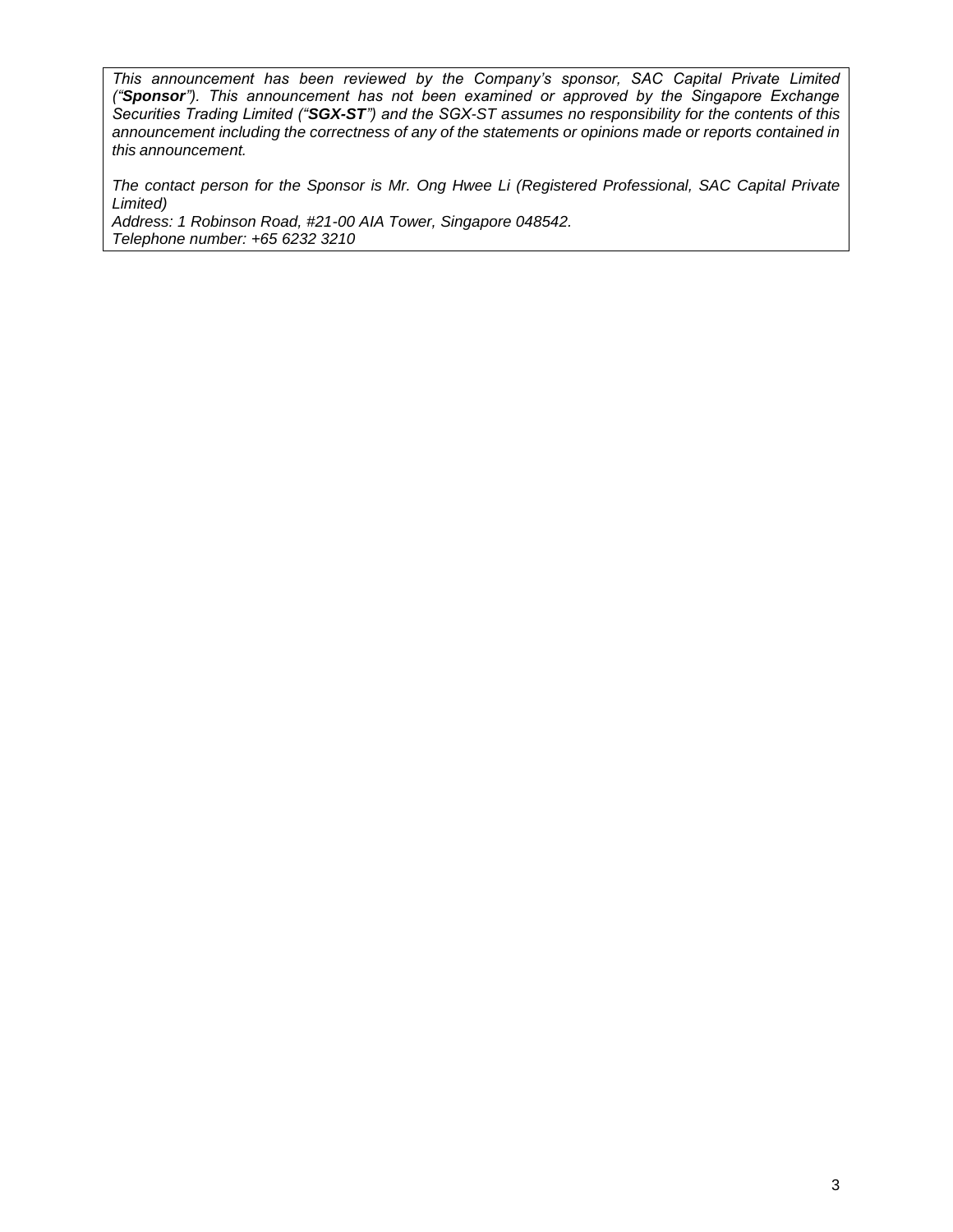*This announcement has been reviewed by the Company's sponsor, SAC Capital Private Limited ("**Sponsor**"). This announcement has not been examined or approved by the Singapore Exchange Securities Trading Limited ("**SGX-ST**") and the SGX-ST assumes no responsibility for the contents of this announcement including the correctness of any of the statements or opinions made or reports contained in this announcement.*

*The contact person for the Sponsor is Mr. Ong Hwee Li (Registered Professional, SAC Capital Private Limited)*
*Address: 1 Robinson Road, #21-00 AIA Tower, Singapore 048542.*
*Telephone number: +65 6232 3210*